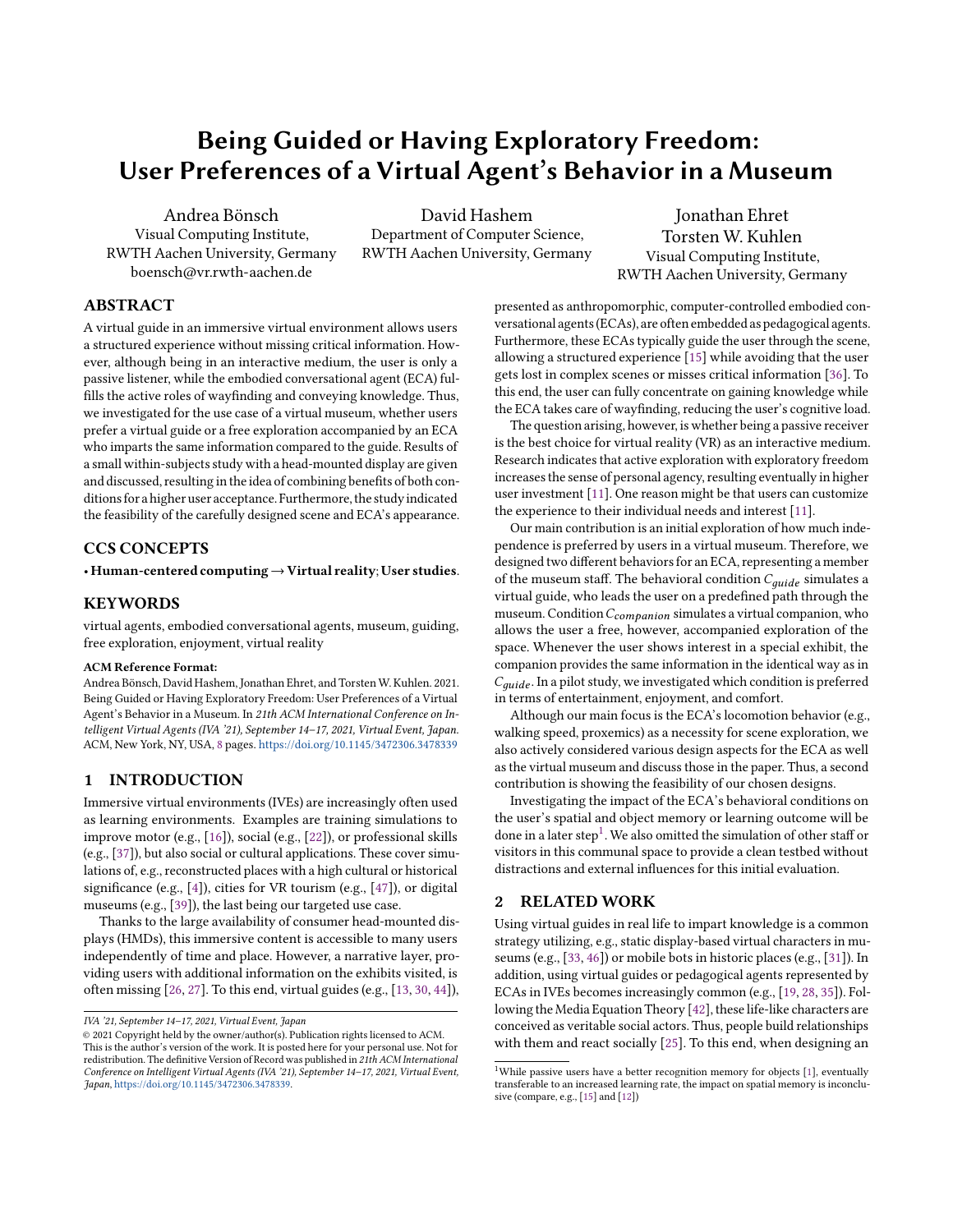# Being Guided or Having Exploratory Freedom: User Preferences of a Virtual Agent's Behavior in a Museum

Andrea Bönsch
Visual Computing Institute,
RWTH Aachen University, Germany
boensch@vr.rwth-aachen.de

David Hashem
Department of Computer Science,
RWTH Aachen University, Germany

Jonathan Ehret
Torsten W. Kuhlen
Visual Computing Institute,
RWTH Aachen University, Germany

## ABSTRACT

A virtual guide in an immersive virtual environment allows users a structured experience without missing critical information. However, although being in an interactive medium, the user is only a passive listener, while the embodied conversational agent (ECA) fulfills the active roles of wayfinding and conveying knowledge. Thus, we investigated for the use case of a virtual museum, whether users prefer a virtual guide or a free exploration accompanied by an ECA who imparts the same information compared to the guide. Results of a small within-subjects study with a head-mounted display are given and discussed, resulting in the idea of combining benefits of both conditions for a higher user acceptance. Furthermore, the study indicated the feasibility of the carefully designed scene and ECA's appearance.

## CCS CONCEPTS

• **Human-centered computing → Virtual reality; User studies.**

## KEYWORDS

virtual agents, embodied conversational agents, museum, guiding, free exploration, enjoyment, virtual reality

**ACM Reference Format:**
Andrea Bönsch, David Hashem, Jonathan Ehret, and Torsten W. Kuhlen. 2021. Being Guided or Having Exploratory Freedom: User Preferences of a Virtual Agent's Behavior in a Museum. In *21th ACM International Conference on Intelligent Virtual Agents (IVA '21), September 14–17, 2021, Virtual Event, Japan.* ACM, New York, NY, USA, 8 pages. https://doi.org/10.1145/3472306.3478339

## 1 INTRODUCTION

Immersive virtual environments (IVEs) are increasingly often used as learning environments. Examples are training simulations to improve motor (e.g., [16]), social (e.g., [22]), or professional skills (e.g., [37]), but also social or cultural applications. These cover simulations of, e.g., reconstructed places with a high cultural or historical significance (e.g., [4]), cities for VR tourism (e.g., [47]), or digital museums (e.g., [39]), the last being our targeted use case.

Thanks to the large availability of consumer head-mounted displays (HMDs), this immersive content is accessible to many users independently of time and place. However, a narrative layer, providing users with additional information on the exhibits visited, is often missing [26, 27]. To this end, virtual guides (e.g., [13, 30, 44]), presented as anthropomorphic, computer-controlled embodied conversational agents (ECAs), are often embedded as pedagogical agents. Furthermore, these ECAs typically guide the user through the scene, allowing a structured experience [15] while avoiding that the user gets lost in complex scenes or misses critical information [36]. To this end, the user can fully concentrate on gaining knowledge while the ECA takes care of wayfinding, reducing the user's cognitive load.

The question arising, however, is whether being a passive receiver is the best choice for virtual reality (VR) as an interactive medium. Research indicates that active exploration with exploratory freedom increases the sense of personal agency, resulting eventually in higher user investment [11]. One reason might be that users can customize the experience to their individual needs and interest [11].

Our main contribution is an initial exploration of how much independence is preferred by users in a virtual museum. Therefore, we designed two different behaviors for an ECA, representing a member of the museum staff. The behavioral condition $C_{guide}$ simulates a virtual guide, who leads the user on a predefined path through the museum. Condition $C_{companion}$ simulates a virtual companion, who allows the user a free, however, accompanied exploration of the space. Whenever the user shows interest in a special exhibit, the companion provides the same information in the identical way as in $C_{guide}$. In a pilot study, we investigated which condition is preferred in terms of entertainment, enjoyment, and comfort.

Although our main focus is the ECA's locomotion behavior (e.g., walking speed, proxemics) as a necessity for scene exploration, we also actively considered various design aspects for the ECA as well as the virtual museum and discuss those in the paper. Thus, a second contribution is showing the feasibility of our chosen designs.

Investigating the impact of the ECA's behavioral conditions on the user's spatial and object memory or learning outcome will be done in a later step[1]. We also omitted the simulation of other staff or visitors in this communal space to provide a clean testbed without distractions and external influences for this initial evaluation.

## 2 RELATED WORK

Using virtual guides in real life to impart knowledge is a common strategy utilizing, e.g., static display-based virtual characters in museums (e.g., [33, 46]) or mobile bots in historic places (e.g., [31]). In addition, using virtual guides or pedagogical agents represented by ECAs in IVEs becomes increasingly common (e.g., [19, 28, 35]). Following the Media Equation Theory [42], these life-like characters are conceived as veritable social actors. Thus, people build relationships with them and react socially [25]. To this end, when designing an

[1]While passive users have a better recognition memory for objects [1], eventually transferable to an increased learning rate, the impact on spatial memory is inconclusive (compare, e.g., [15] and [12])

*IVA '21, September 14–17, 2021, Virtual Event, Japan*
© 2021 Copyright held by the owner/author(s). Publication rights licensed to ACM. This is the author's version of the work. It is posted here for your personal use. Not for redistribution. The definitive Version of Record was published in *21th ACM International Conference on Intelligent Virtual Agents (IVA '21), September 14–17, 2021, Virtual Event, Japan*, https://doi.org/10.1145/3472306.3478339.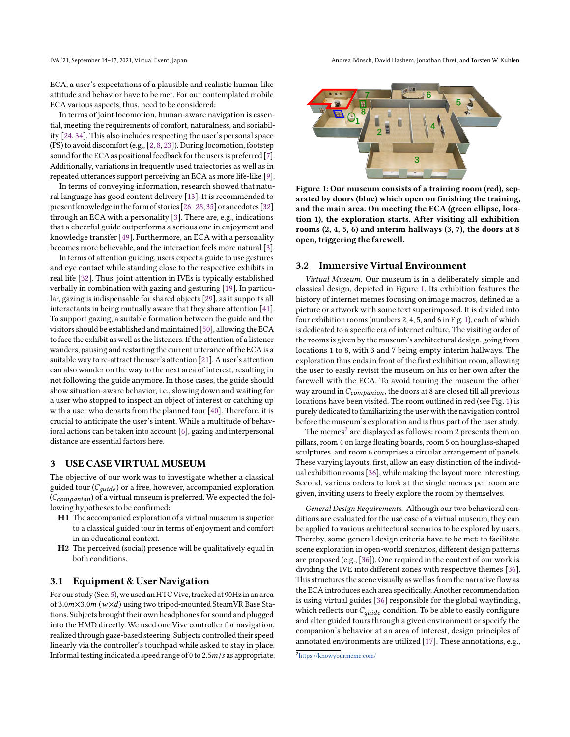ECA, a user's expectations of a plausible and realistic human-like attitude and behavior have to be met. For our contemplated mobile ECA various aspects, thus, need to be considered:

In terms of joint locomotion, human-aware navigation is essential, meeting the requirements of comfort, naturalness, and sociability [24, 34]. This also includes respecting the user's personal space (PS) to avoid discomfort (e.g., [2, 8, 23]). During locomotion, footstep sound for the ECA as positional feedback for the users is preferred [7]. Additionally, variations in frequently used trajectories as well as in repeated utterances support perceiving an ECA as more life-like [9].

In terms of conveying information, research showed that natural language has good content delivery [13]. It is recommended to present knowledge in the form of stories [26–28, 35] or anecdotes [32] through an ECA with a personality [3]. There are, e.g., indications that a cheerful guide outperforms a serious one in enjoyment and knowledge transfer [49]. Furthermore, with a personality an ECA becomes more believable, and the interaction feels more natural [3].

In terms of attention guiding, users expect a guide to use gestures and eye contact while standing close to the respective exhibits in real life [32]. Thus, joint attention in IVEs is typically established verbally in combination with gazing and gesturing [19]. In particular, gazing is indispensable for shared objects [29], as it supports all interactants in being mutually aware that they share attention [41]. To support gazing, a suitable formation between the guide and the visitors should be established and maintained [50], allowing the ECA to face the exhibit as well as the listeners. If the attention of a listener wanders, pausing and restarting the current utterance of the ECA is a suitable way to re-attract the user's attention [21]. A user's attention can also wander on the way to the next area of interest, resulting in not following the guide anymore. In those cases, the guide should show situation-aware behavior, i.e., slowing down and waiting for a user who stopped to inspect an object of interest or catching up with a user who departs from the planned tour [40]. Therefore, it is crucial to anticipate the user's intent. While a multitude of behavioral actions can be taken into account [6], gazing and interpersonal distance are essential factors here.

## 3 USE CASE VIRTUAL MUSEUM

The objective of our work was to investigate whether a classical guided tour ($C_{guide}$) or a free, however, accompanied exploration ($C_{companion}$) of a virtual museum is preferred. We expected the following hypotheses to be confirmed:

- **H1** The accompanied exploration of a virtual museum is superior to a classical guided tour in terms of enjoyment and comfort in an educational context.
- **H2** The perceived (social) presence will be qualitatively equal in both conditions.

### 3.1 Equipment & User Navigation

For our study (Sec. 5), we used an HTC Vive, tracked at 90Hz in an area of $3.0m \times 3.0m$ ($w \times d$) using two tripod-mounted SteamVR Base Stations. Subjects brought their own headphones for sound and plugged into the HMD directly. We used one Vive controller for navigation, realized through gaze-based steering. Subjects controlled their speed linearly via the controller's touchpad while asked to stay in place. Informal testing indicated a speed range of 0 to $2.5m/s$ as appropriate.

**Figure 1: Our museum consists of a training room (red), separated by doors (blue) which open on finishing the training, and the main area. On meeting the ECA (green ellipse, location 1), the exploration starts. After visiting all exhibition rooms (2, 4, 5, 6) and interim hallways (3, 7), the doors at 8 open, triggering the farewell.**

### 3.2 Immersive Virtual Environment

*Virtual Museum.* Our museum is in a deliberately simple and classical design, depicted in Figure 1. Its exhibition features the history of internet memes focusing on image macros, defined as a picture or artwork with some text superimposed. It is divided into four exhibition rooms (numbers 2, 4, 5, and 6 in Fig. 1), each of which is dedicated to a specific era of internet culture. The visiting order of the rooms is given by the museum's architectural design, going from locations 1 to 8, with 3 and 7 being empty interim hallways. The exploration thus ends in front of the first exhibition room, allowing the user to easily revisit the museum on his or her own after the farewell with the ECA. To avoid touring the museum the other way around in $C_{companion}$, the doors at 8 are closed till all previous locations have been visited. The room outlined in red (see Fig. 1) is purely dedicated to familiarizing the user with the navigation control before the museum's exploration and is thus part of the user study.

The memes[2] are displayed as follows: room 2 presents them on pillars, room 4 on large floating boards, room 5 on hourglass-shaped sculptures, and room 6 comprises a circular arrangement of panels. These varying layouts, first, allow an easy distinction of the individual exhibition rooms [36], while making the layout more interesting. Second, various orders to look at the single memes per room are given, inviting users to freely explore the room by themselves.

*General Design Requirements.* Although our two behavioral conditions are evaluated for the use case of a virtual museum, they can be applied to various architectural scenarios to be explored by users. Thereby, some general design criteria have to be met: to facilitate scene exploration in open-world scenarios, different design patterns are proposed (e.g., [36]). One required in the context of our work is dividing the IVE into different zones with respective themes [36]. This structures the scene visually as well as from the narrative flow as the ECA introduces each area specifically. Another recommendation is using virtual guides [36] responsible for the global wayfinding, which reflects our $C_{guide}$ condition. To be able to easily configure and alter guided tours through a given environment or specify the companion's behavior at an area of interest, design principles of annotated environments are utilized [17]. These annotations, e.g.,

[2] https://knowyourmeme.com/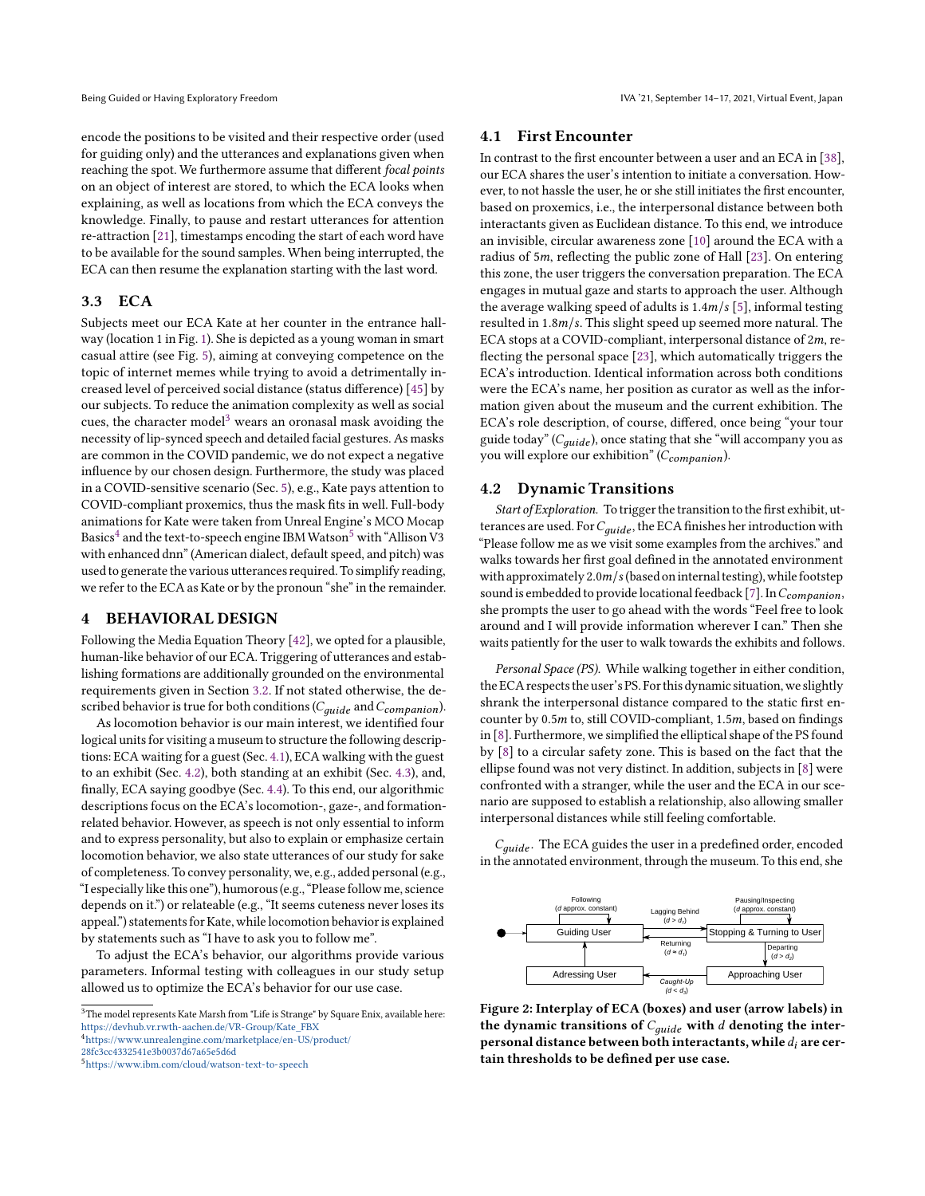encode the positions to be visited and their respective order (used for guiding only) and the utterances and explanations given when reaching the spot. We furthermore assume that different *focal points* on an object of interest are stored, to which the ECA looks when explaining, as well as locations from which the ECA conveys the knowledge. Finally, to pause and restart utterances for attention re-attraction [21], timestamps encoding the start of each word have to be available for the sound samples. When being interrupted, the ECA can then resume the explanation starting with the last word.

## 3.3 ECA

Subjects meet our ECA Kate at her counter in the entrance hallway (location 1 in Fig. 1). She is depicted as a young woman in smart casual attire (see Fig. 5), aiming at conveying competence on the topic of internet memes while trying to avoid a detrimentally increased level of perceived social distance (status difference) [45] by our subjects. To reduce the animation complexity as well as social cues, the character model[3] wears an oronasal mask avoiding the necessity of lip-synced speech and detailed facial gestures. As masks are common in the COVID pandemic, we do not expect a negative influence by our chosen design. Furthermore, the study was placed in a COVID-sensitive scenario (Sec. 5), e.g., Kate pays attention to COVID-compliant proxemics, thus the mask fits in well. Full-body animations for Kate were taken from Unreal Engine's MCO Mocap Basics[4] and the text-to-speech engine IBM Watson[5] with "Allison V3 with enhanced dnn" (American dialect, default speed, and pitch) was used to generate the various utterances required. To simplify reading, we refer to the ECA as Kate or by the pronoun "she" in the remainder.

# 4 BEHAVIORAL DESIGN

Following the Media Equation Theory [42], we opted for a plausible, human-like behavior of our ECA. Triggering of utterances and establishing formations are additionally grounded on the environmental requirements given in Section 3.2. If not stated otherwise, the described behavior is true for both conditions ($C_{guide}$ and $C_{companion}$).

As locomotion behavior is our main interest, we identified four logical units for visiting a museum to structure the following descriptions: ECA waiting for a guest (Sec. 4.1), ECA walking with the guest to an exhibit (Sec. 4.2), both standing at an exhibit (Sec. 4.3), and, finally, ECA saying goodbye (Sec. 4.4). To this end, our algorithmic descriptions focus on the ECA's locomotion-, gaze-, and formation-related behavior. However, as speech is not only essential to inform and to express personality, but also to explain or emphasize certain locomotion behavior, we also state utterances of our study for sake of completeness. To convey personality, we, e.g., added personal (e.g., "I especially like this one"), humorous (e.g., "Please follow me, science depends on it.") or relateable (e.g., "It seems cuteness never loses its appeal.") statements for Kate, while locomotion behavior is explained by statements such as "I have to ask you to follow me".

To adjust the ECA's behavior, our algorithms provide various parameters. Informal testing with colleagues in our study setup allowed us to optimize the ECA's behavior for our use case.

## 4.1 First Encounter

In contrast to the first encounter between a user and an ECA in [38], our ECA shares the user's intention to initiate a conversation. However, to not hassle the user, he or she still initiates the first encounter, based on proxemics, i.e., the interpersonal distance between both interactants given as Euclidean distance. To this end, we introduce an invisible, circular awareness zone [10] around the ECA with a radius of $5m$, reflecting the public zone of Hall [23]. On entering this zone, the user triggers the conversation preparation. The ECA engages in mutual gaze and starts to approach the user. Although the average walking speed of adults is $1.4m/s$ [5], informal testing resulted in $1.8m/s$. This slight speed up seemed more natural. The ECA stops at a COVID-compliant, interpersonal distance of $2m$, reflecting the personal space [23], which automatically triggers the ECA's introduction. Identical information across both conditions were the ECA's name, her position as curator as well as the information given about the museum and the current exhibition. The ECA's role description, of course, differed, once being "your tour guide today" ($C_{guide}$), once stating that she "will accompany you as you will explore our exhibition" ($C_{companion}$).

## 4.2 Dynamic Transitions

*Start of Exploration.* To trigger the transition to the first exhibit, utterances are used. For $C_{guide}$, the ECA finishes her introduction with "Please follow me as we visit some examples from the archives." and walks towards her first goal defined in the annotated environment with approximately $2.0m/s$ (based on internal testing), while footstep sound is embedded to provide locational feedback [7]. In $C_{companion}$, she prompts the user to go ahead with the words "Feel free to look around and I will provide information wherever I can." Then she waits patiently for the user to walk towards the exhibits and follows.

*Personal Space (PS).* While walking together in either condition, the ECA respects the user's PS. For this dynamic situation, we slightly shrank the interpersonal distance compared to the static first encounter by $0.5m$ to, still COVID-compliant, $1.5m$, based on findings in [8]. Furthermore, we simplified the elliptical shape of the PS found by [8] to a circular safety zone. This is based on the fact that the ellipse found was not very distinct. In addition, subjects in [8] were confronted with a stranger, while the user and the ECA in our scenario are supposed to establish a relationship, also allowing smaller interpersonal distances while still feeling comfortable.

*$C_{guide}$.* The ECA guides the user in a predefined order, encoded in the annotated environment, through the museum. To this end, she

**Figure 2: Interplay of ECA (boxes) and user (arrow labels) in the dynamic transitions of $C_{guide}$ with $d$ denoting the interpersonal distance between both interactants, while $d_i$ are certain thresholds to be defined per use case.**

---

[3] The model represents Kate Marsh from "Life is Strange" by Square Enix, available here: https://devhub.vr.rwth-aachen.de/VR-Group/Kate_FBX

[4] https://www.unrealengine.com/marketplace/en-US/product/28fc3cc4332541e3b0037d67a65e5d6d

[5] https://www.ibm.com/cloud/watson-text-to-speech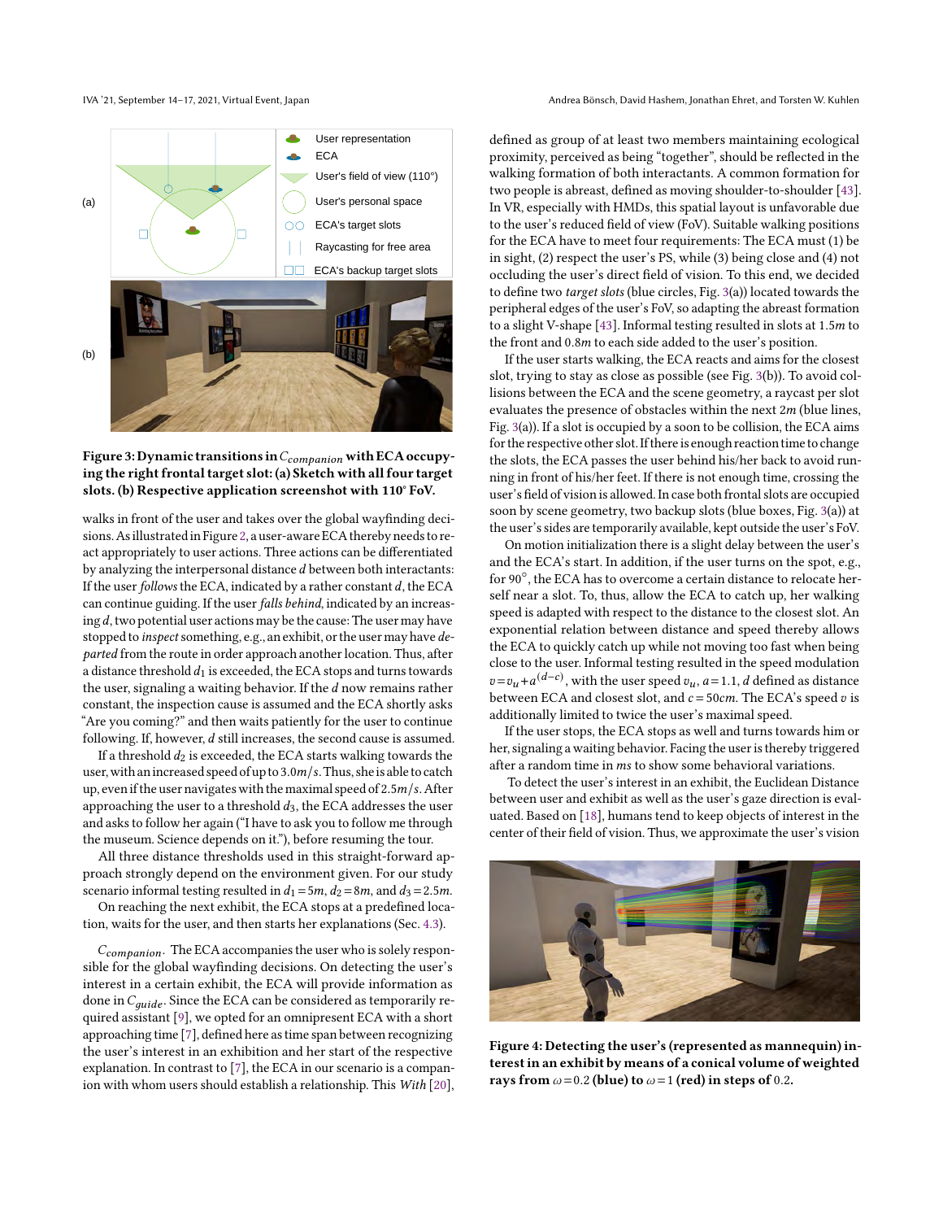Figure 3: Dynamic transitions in $C_{companion}$ with ECA occupying the right frontal target slot: (a) Sketch with all four target slots. (b) Respective application screenshot with 110° FoV.

walks in front of the user and takes over the global wayfinding decisions. As illustrated in Figure 2, a user-aware ECA thereby needs to react appropriately to user actions. Three actions can be differentiated by analyzing the interpersonal distance $d$ between both interactants: If the user *follows* the ECA, indicated by a rather constant $d$, the ECA can continue guiding. If the user *falls behind*, indicated by an increasing $d$, two potential user actions may be the cause: The user may have stopped to *inspect* something, e.g., an exhibit, or the user may have *departed* from the route in order approach another location. Thus, after a distance threshold $d_1$ is exceeded, the ECA stops and turns towards the user, signaling a waiting behavior. If the $d$ now remains rather constant, the inspection cause is assumed and the ECA shortly asks "Are you coming?" and then waits patiently for the user to continue following. If, however, $d$ still increases, the second cause is assumed.

If a threshold $d_2$ is exceeded, the ECA starts walking towards the user, with an increased speed of up to $3.0m/s$. Thus, she is able to catch up, even if the user navigates with the maximal speed of $2.5m/s$. After approaching the user to a threshold $d_3$, the ECA addresses the user and asks to follow her again ("I have to ask you to follow me through the museum. Science depends on it."), before resuming the tour.

All three distance thresholds used in this straight-forward approach strongly depend on the environment given. For our study scenario informal testing resulted in $d_1 = 5m$, $d_2 = 8m$, and $d_3 = 2.5m$.

On reaching the next exhibit, the ECA stops at a predefined location, waits for the user, and then starts her explanations (Sec. 4.3).

$C_{companion}$. The ECA accompanies the user who is solely responsible for the global wayfinding decisions. On detecting the user's interest in a certain exhibit, the ECA will provide information as done in $C_{guide}$. Since the ECA can be considered as temporarily required assistant [9], we opted for an omnipresent ECA with a short approaching time [7], defined here as time span between recognizing the user's interest and her start of the respective explanation. In contrast to [7], the ECA in our scenario is a companion with whom users should establish a relationship. This *With* [20], defined as group of at least two members maintaining ecological proximity, perceived as being "together", should be reflected in the walking formation of both interactants. A common formation for two people is abreast, defined as moving shoulder-to-shoulder [43]. In VR, especially with HMDs, this spatial layout is unfavorable due to the user's reduced field of view (FoV). Suitable walking positions for the ECA have to meet four requirements: The ECA must (1) be in sight, (2) respect the user's PS, while (3) being close and (4) not occluding the user's direct field of vision. To this end, we decided to define two *target slots* (blue circles, Fig. 3(a)) located towards the peripheral edges of the user's FoV, so adapting the abreast formation to a slight V-shape [43]. Informal testing resulted in slots at $1.5m$ to the front and $0.8m$ to each side added to the user's position.

If the user starts walking, the ECA reacts and aims for the closest slot, trying to stay as close as possible (see Fig. 3(b)). To avoid collisions between the ECA and the scene geometry, a raycast per slot evaluates the presence of obstacles within the next $2m$ (blue lines, Fig. 3(a)). If a slot is occupied by a soon to be collision, the ECA aims for the respective other slot. If there is enough reaction time to change the slots, the ECA passes the user behind his/her back to avoid running in front of his/her feet. If there is not enough time, crossing the user's field of vision is allowed. In case both frontal slots are occupied soon by scene geometry, two backup slots (blue boxes, Fig. 3(a)) at the user's sides are temporarily available, kept outside the user's FoV.

On motion initialization there is a slight delay between the user's and the ECA's start. In addition, if the user turns on the spot, e.g., for 90°, the ECA has to overcome a certain distance to relocate herself near a slot. To, thus, allow the ECA to catch up, her walking speed is adapted with respect to the distance to the closest slot. An exponential relation between distance and speed thereby allows the ECA to quickly catch up while not moving too fast when being close to the user. Informal testing resulted in the speed modulation $v = v_u + a^{(d-c)}$, with the user speed $v_u$, $a = 1.1$, $d$ defined as distance between ECA and closest slot, and $c = 50cm$. The ECA's speed $v$ is additionally limited to twice the user's maximal speed.

If the user stops, the ECA stops as well and turns towards him or her, signaling a waiting behavior. Facing the user is thereby triggered after a random time in $ms$ to show some behavioral variations.

To detect the user's interest in an exhibit, the Euclidean Distance between user and exhibit as well as the user's gaze direction is evaluated. Based on [18], humans tend to keep objects of interest in the center of their field of vision. Thus, we approximate the user's vision

Figure 4: Detecting the user's (represented as mannequin) interest in an exhibit by means of a conical volume of weighted rays from $\omega = 0.2$ (blue) to $\omega = 1$ (red) in steps of $0.2$.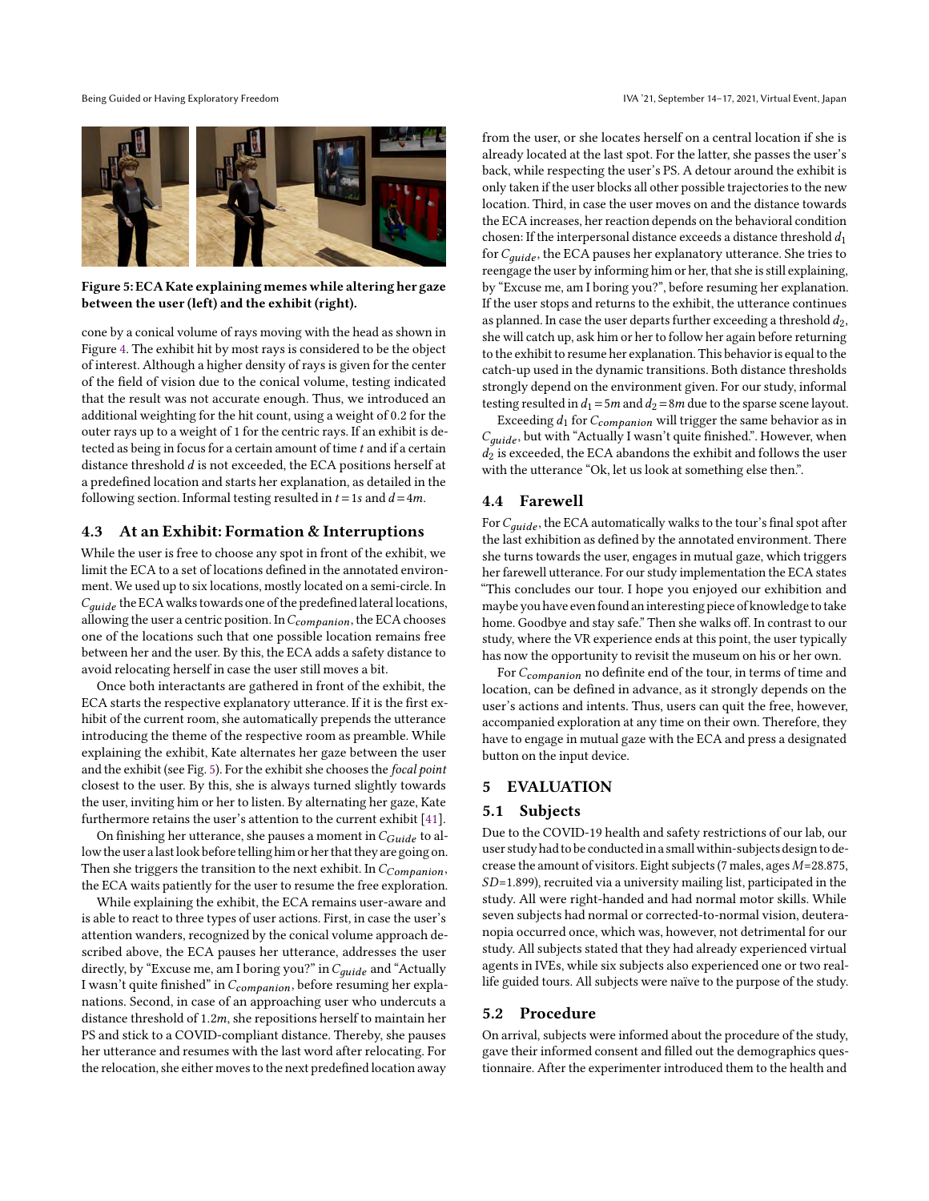Figure 5: ECA Kate explaining memes while altering her gaze between the user (left) and the exhibit (right).

cone by a conical volume of rays moving with the head as shown in Figure 4. The exhibit hit by most rays is considered to be the object of interest. Although a higher density of rays is given for the center of the field of vision due to the conical volume, testing indicated that the result was not accurate enough. Thus, we introduced an additional weighting for the hit count, using a weight of 0.2 for the outer rays up to a weight of 1 for the centric rays. If an exhibit is detected as being in focus for a certain amount of time $t$ and if a certain distance threshold $d$ is not exceeded, the ECA positions herself at a predefined location and starts her explanation, as detailed in the following section. Informal testing resulted in $t = 1s$ and $d = 4m$.

### 4.3 At an Exhibit: Formation & Interruptions

While the user is free to choose any spot in front of the exhibit, we limit the ECA to a set of locations defined in the annotated environment. We used up to six locations, mostly located on a semi-circle. In $C_{guide}$ the ECA walks towards one of the predefined lateral locations, allowing the user a centric position. In $C_{companion}$, the ECA chooses one of the locations such that one possible location remains free between her and the user. By this, the ECA adds a safety distance to avoid relocating herself in case the user still moves a bit.

Once both interactants are gathered in front of the exhibit, the ECA starts the respective explanatory utterance. If it is the first exhibit of the current room, she automatically prepends the utterance introducing the theme of the respective room as preamble. While explaining the exhibit, Kate alternates her gaze between the user and the exhibit (see Fig. 5). For the exhibit she chooses the *focal point* closest to the user. By this, she is always turned slightly towards the user, inviting him or her to listen. By alternating her gaze, Kate furthermore retains the user's attention to the current exhibit [41].

On finishing her utterance, she pauses a moment in $C_{Guide}$ to allow the user a last look before telling him or her that they are going on. Then she triggers the transition to the next exhibit. In $C_{Companion}$, the ECA waits patiently for the user to resume the free exploration.

While explaining the exhibit, the ECA remains user-aware and is able to react to three types of user actions. First, in case the user's attention wanders, recognized by the conical volume approach described above, the ECA pauses her utterance, addresses the user directly, by "Excuse me, am I boring you?" in $C_{guide}$ and "Actually I wasn't quite finished" in $C_{companion}$, before resuming her explanations. Second, in case of an approaching user who undercuts a distance threshold of $1.2m$, she repositions herself to maintain her PS and stick to a COVID-compliant distance. Thereby, she pauses her utterance and resumes with the last word after relocating. For the relocation, she either moves to the next predefined location away from the user, or she locates herself on a central location if she is already located at the last spot. For the latter, she passes the user's back, while respecting the user's PS. A detour around the exhibit is only taken if the user blocks all other possible trajectories to the new location. Third, in case the user moves on and the distance towards the ECA increases, her reaction depends on the behavioral condition chosen: If the interpersonal distance exceeds a distance threshold $d_1$ for $C_{guide}$, the ECA pauses her explanatory utterance. She tries to reengage the user by informing him or her, that she is still explaining, by "Excuse me, am I boring you?", before resuming her explanation. If the user stops and returns to the exhibit, the utterance continues as planned. In case the user departs further exceeding a threshold $d_2$, she will catch up, ask him or her to follow her again before returning to the exhibit to resume her explanation. This behavior is equal to the catch-up used in the dynamic transitions. Both distance thresholds strongly depend on the environment given. For our study, informal testing resulted in $d_1 = 5m$ and $d_2 = 8m$ due to the sparse scene layout.

Exceeding $d_1$ for $C_{companion}$ will trigger the same behavior as in $C_{guide}$, but with "Actually I wasn't quite finished.". However, when $d_2$ is exceeded, the ECA abandons the exhibit and follows the user with the utterance "Ok, let us look at something else then.".

### 4.4 Farewell

For $C_{guide}$, the ECA automatically walks to the tour's final spot after the last exhibition as defined by the annotated environment. There she turns towards the user, engages in mutual gaze, which triggers her farewell utterance. For our study implementation the ECA states "This concludes our tour. I hope you enjoyed our exhibition and maybe you have even found an interesting piece of knowledge to take home. Goodbye and stay safe." Then she walks off. In contrast to our study, where the VR experience ends at this point, the user typically has now the opportunity to revisit the museum on his or her own.

For $C_{companion}$ no definite end of the tour, in terms of time and location, can be defined in advance, as it strongly depends on the user's actions and intents. Thus, users can quit the free, however, accompanied exploration at any time on their own. Therefore, they have to engage in mutual gaze with the ECA and press a designated button on the input device.

## 5 EVALUATION

### 5.1 Subjects

Due to the COVID-19 health and safety restrictions of our lab, our user study had to be conducted in a small within-subjects design to decrease the amount of visitors. Eight subjects (7 males, ages $M$=28.875, $SD$=1.899), recruited via a university mailing list, participated in the study. All were right-handed and had normal motor skills. While seven subjects had normal or corrected-to-normal vision, deuteranopia occurred once, which was, however, not detrimental for our study. All subjects stated that they had already experienced virtual agents in IVEs, while six subjects also experienced one or two real-life guided tours. All subjects were naïve to the purpose of the study.

### 5.2 Procedure

On arrival, subjects were informed about the procedure of the study, gave their informed consent and filled out the demographics questionnaire. After the experimenter introduced them to the health and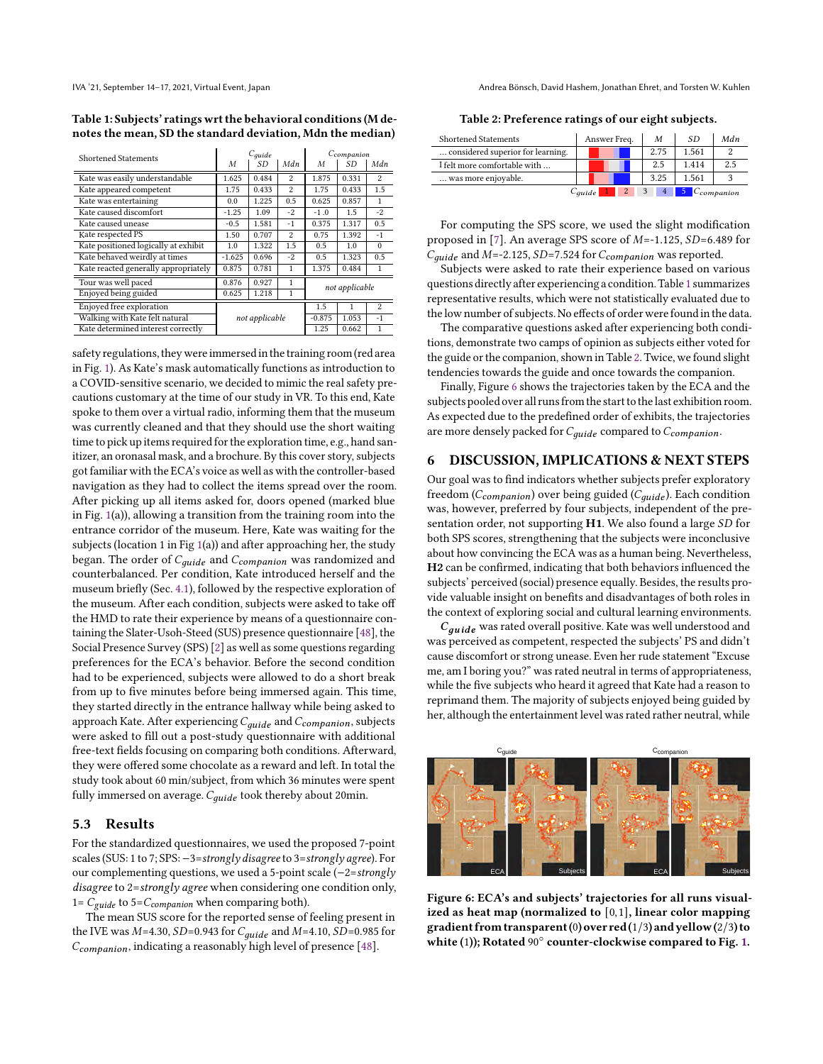**Table 1: Subjects' ratings wrt the behavioral conditions (M denotes the mean, SD the standard deviation, Mdn the median)**

| Shortened Statements | $C_{guide}$ | | | $C_{companion}$ | | |
|---|---|---|---|---|---|---|
| | *M* | *SD* | *Mdn* | *M* | *SD* | *Mdn* |
| Kate was easily understandable | 1.625 | 0.484 | 2 | 1.875 | 0.331 | 2 |
| Kate appeared competent | 1.75 | 0.433 | 2 | 1.75 | 0.433 | 1.5 |
| Kate was entertaining | 0.0 | 1.225 | 0.5 | 0.625 | 0.857 | 1 |
| Kate caused discomfort | -1.25 | 1.09 | -2 | -1.0 | 1.5 | -2 |
| Kate caused unease | -0.5 | 1.581 | -1 | 0.375 | 1.317 | 0.5 |
| Kate respected PS | 1.50 | 0.707 | 2 | 0.75 | 1.392 | -1 |
| Kate positioned logically at exhibit | 1.0 | 1.322 | 1.5 | 0.5 | 1.0 | 0 |
| Kate behaved weirdly at times | -1.625 | 0.696 | -2 | 0.5 | 1.323 | 0.5 |
| Kate reacted generally appropriately | 0.875 | 0.781 | 1 | 1.375 | 0.484 | 1 |
| Tour was well paced | 0.876 | 0.927 | 1 | *not applicable* | | |
| Enjoyed being guided | 0.625 | 1.218 | 1 | | | |
| Enjoyed free exploration | *not applicable* | | | 1.5 | 1 | 2 |
| Walking with Kate felt natural | | | | -0.875 | 1.053 | -1 |
| Kate determined interest correctly | | | | 1.25 | 0.662 | 1 |

safety regulations, they were immersed in the training room (red area in Fig. 1). As Kate's mask automatically functions as introduction to a COVID-sensitive scenario, we decided to mimic the real safety precautions customary at the time of our study in VR. To this end, Kate spoke to them over a virtual radio, informing them that the museum was currently cleaned and that they should use the short waiting time to pick up items required for the exploration time, e.g., hand sanitizer, an oronasal mask, and a brochure. By this cover story, subjects got familiar with the ECA's voice as well as with the controller-based navigation as they had to collect the items spread over the room. After picking up all items asked for, doors opened (marked blue in Fig. 1(a)), allowing a transition from the training room into the entrance corridor of the museum. Here, Kate was waiting for the subjects (location 1 in Fig 1(a)) and after approaching her, the study began. The order of $C_{guide}$ and $C_{companion}$ was randomized and counterbalanced. Per condition, Kate introduced herself and the museum briefly (Sec. 4.1), followed by the respective exploration of the museum. After each condition, subjects were asked to take off the HMD to rate their experience by means of a questionnaire containing the Slater-Usoh-Steed (SUS) presence questionnaire [48], the Social Presence Survey (SPS) [2] as well as some questions regarding preferences for the ECA's behavior. Before the second condition had to be experienced, subjects were allowed to do a short break from up to five minutes before being immersed again. This time, they started directly in the entrance hallway while being asked to approach Kate. After experiencing $C_{guide}$ and $C_{companion}$, subjects were asked to fill out a post-study questionnaire with additional free-text fields focusing on comparing both conditions. Afterward, they were offered some chocolate as a reward and left. In total the study took about 60 min/subject, from which 36 minutes were spent fully immersed on average. $C_{guide}$ took thereby about 20min.

### 5.3 Results

For the standardized questionnaires, we used the proposed 7-point scales (SUS: 1 to 7; SPS: −3=*strongly disagree* to 3=*strongly agree*). For our complementing questions, we used a 5-point scale (−2=*strongly disagree* to 2=*strongly agree* when considering one condition only, 1= $C_{guide}$ to 5=$C_{companion}$ when comparing both).

The mean SUS score for the reported sense of feeling present in the IVE was *M*=4.30, *SD*=0.943 for $C_{guide}$ and *M*=4.10, *SD*=0.985 for $C_{companion}$, indicating a reasonably high level of presence [48].

**Table 2: Preference ratings of our eight subjects.**

| Shortened Statements | Answer Freq. | *M* | *SD* | *Mdn* |
|---|---|---|---|---|
| … considered superior for learning. | | 2.75 | 1.561 | 2 |
| I felt more comfortable with … | | 2.5 | 1.414 | 2.5 |
| … was more enjoyable. | | 3.25 | 1.561 | 3 |

$C_{guide}$ 1 2 3 4 5 $C_{companion}$

For computing the SPS score, we used the slight modification proposed in [7]. An average SPS score of *M*=-1.125, *SD*=6.489 for $C_{guide}$ and *M*=-2.125, *SD*=7.524 for $C_{companion}$ was reported.

Subjects were asked to rate their experience based on various questions directly after experiencing a condition. Table 1 summarizes representative results, which were not statistically evaluated due to the low number of subjects. No effects of order were found in the data.

The comparative questions asked after experiencing both conditions, demonstrate two camps of opinion as subjects either voted for the guide or the companion, shown in Table 2. Twice, we found slight tendencies towards the guide and once towards the companion.

Finally, Figure 6 shows the trajectories taken by the ECA and the subjects pooled over all runs from the start to the last exhibition room. As expected due to the predefined order of exhibits, the trajectories are more densely packed for $C_{guide}$ compared to $C_{companion}$.

## 6 DISCUSSION, IMPLICATIONS & NEXT STEPS

Our goal was to find indicators whether subjects prefer exploratory freedom ($C_{companion}$) over being guided ($C_{guide}$). Each condition was, however, preferred by four subjects, independent of the presentation order, not supporting **H1**. We also found a large *SD* for both SPS scores, strengthening that the subjects were inconclusive about how convincing the ECA was as a human being. Nevertheless, **H2** can be confirmed, indicating that both behaviors influenced the subjects' perceived (social) presence equally. Besides, the results provide valuable insight on benefits and disadvantages of both roles in the context of exploring social and cultural learning environments.

$C_{guide}$ was rated overall positive. Kate was well understood and was perceived as competent, respected the subjects' PS and didn't cause discomfort or strong unease. Even her rude statement "Excuse me, am I boring you?" was rated neutral in terms of appropriateness, while the five subjects who heard it agreed that Kate had a reason to reprimand them. The majority of subjects enjoyed being guided by her, although the entertainment level was rated rather neutral, while

**Figure 6: ECA's and subjects' trajectories for all runs visualized as heat map (normalized to $[0,1]$, linear color mapping gradient from transparent (0) over red (1/3) and yellow (2/3) to white (1)); Rotated 90° counter-clockwise compared to Fig. 1.**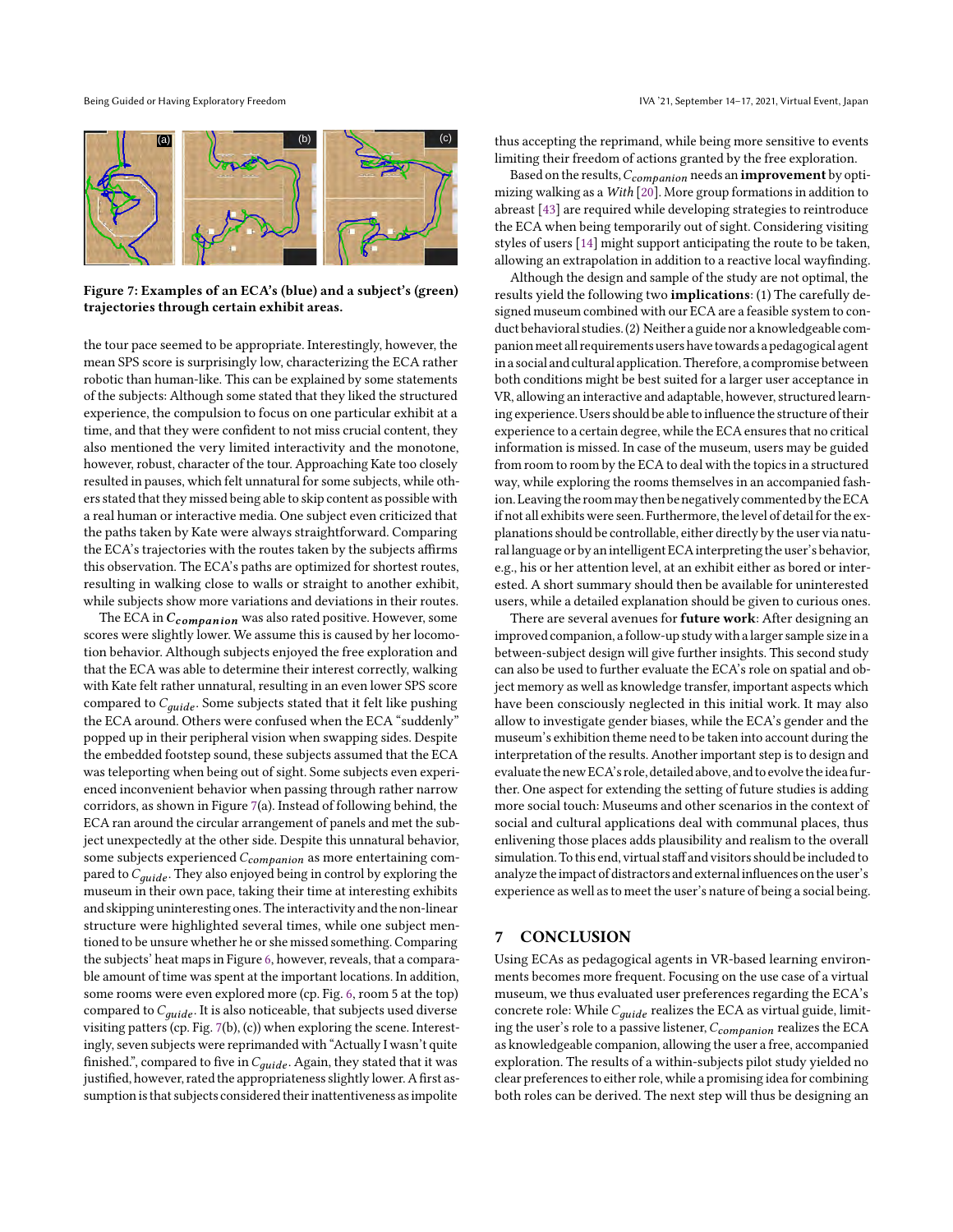**Figure 7: Examples of an ECA's (blue) and a subject's (green) trajectories through certain exhibit areas.**

the tour pace seemed to be appropriate. Interestingly, however, the mean SPS score is surprisingly low, characterizing the ECA rather robotic than human-like. This can be explained by some statements of the subjects: Although some stated that they liked the structured experience, the compulsion to focus on one particular exhibit at a time, and that they were confident to not miss crucial content, they also mentioned the very limited interactivity and the monotone, however, robust, character of the tour. Approaching Kate too closely resulted in pauses, which felt unnatural for some subjects, while others stated that they missed being able to skip content as possible with a real human or interactive media. One subject even criticized that the paths taken by Kate were always straightforward. Comparing the ECA's trajectories with the routes taken by the subjects affirms this observation. The ECA's paths are optimized for shortest routes, resulting in walking close to walls or straight to another exhibit, while subjects show more variations and deviations in their routes.

The ECA in $\boldsymbol{C_{companion}}$ was also rated positive. However, some scores were slightly lower. We assume this is caused by her locomotion behavior. Although subjects enjoyed the free exploration and that the ECA was able to determine their interest correctly, walking with Kate felt rather unnatural, resulting in an even lower SPS score compared to $C_{guide}$. Some subjects stated that it felt like pushing the ECA around. Others were confused when the ECA "suddenly" popped up in their peripheral vision when swapping sides. Despite the embedded footstep sound, these subjects assumed that the ECA was teleporting when being out of sight. Some subjects even experienced inconvenient behavior when passing through rather narrow corridors, as shown in Figure 7(a). Instead of following behind, the ECA ran around the circular arrangement of panels and met the subject unexpectedly at the other side. Despite this unnatural behavior, some subjects experienced $C_{companion}$ as more entertaining compared to $C_{guide}$. They also enjoyed being in control by exploring the museum in their own pace, taking their time at interesting exhibits and skipping uninteresting ones. The interactivity and the non-linear structure were highlighted several times, while one subject mentioned to be unsure whether he or she missed something. Comparing the subjects' heat maps in Figure 6, however, reveals, that a comparable amount of time was spent at the important locations. In addition, some rooms were even explored more (cp. Fig. 6, room 5 at the top) compared to $C_{guide}$. It is also noticeable, that subjects used diverse visiting patterns (cp. Fig. 7(b), (c)) when exploring the scene. Interestingly, seven subjects were reprimanded with "Actually I wasn't quite finished.", compared to five in $C_{guide}$. Again, they stated that it was justified, however, rated the appropriateness slightly lower. A first assumption is that subjects considered their inattentiveness as impolite thus accepting the reprimand, while being more sensitive to events limiting their freedom of actions granted by the free exploration.

Based on the results, $C_{companion}$ needs an **improvement** by optimizing walking as a *With* [20]. More group formations in addition to abreast [43] are required while developing strategies to reintroduce the ECA when being temporarily out of sight. Considering visiting styles of users [14] might support anticipating the route to be taken, allowing an extrapolation in addition to a reactive local wayfinding.

Although the design and sample of the study are not optimal, the results yield the following two **implications**: (1) The carefully designed museum combined with our ECA are a feasible system to conduct behavioral studies. (2) Neither a guide nor a knowledgeable companion meet all requirements users have towards a pedagogical agent in a social and cultural application. Therefore, a compromise between both conditions might be best suited for a larger user acceptance in VR, allowing an interactive and adaptable, however, structured learning experience. Users should be able to influence the structure of their experience to a certain degree, while the ECA ensures that no critical information is missed. In case of the museum, users may be guided from room to room by the ECA to deal with the topics in a structured way, while exploring the rooms themselves in an accompanied fashion. Leaving the room may then be negatively commented by the ECA if not all exhibits were seen. Furthermore, the level of detail for the explanations should be controllable, either directly by the user via natural language or by an intelligent ECA interpreting the user's behavior, e.g., his or her attention level, at an exhibit either as bored or interested. A short summary should then be available for uninterested users, while a detailed explanation should be given to curious ones.

There are several avenues for **future work**: After designing an improved companion, a follow-up study with a larger sample size in a between-subject design will give further insights. This second study can also be used to further evaluate the ECA's role on spatial and object memory as well as knowledge transfer, important aspects which have been consciously neglected in this initial work. It may also allow to investigate gender biases, while the ECA's gender and the museum's exhibition theme need to be taken into account during the interpretation of the results. Another important step is to design and evaluate the new ECA's role, detailed above, and to evolve the idea further. One aspect for extending the setting of future studies is adding more social touch: Museums and other scenarios in the context of social and cultural applications deal with communal places, thus enlivening those places adds plausibility and realism to the overall simulation. To this end, virtual staff and visitors should be included to analyze the impact of distractors and external influences on the user's experience as well as to meet the user's nature of being a social being.

## 7 CONCLUSION

Using ECAs as pedagogical agents in VR-based learning environments becomes more frequent. Focusing on the use case of a virtual museum, we thus evaluated user preferences regarding the ECA's concrete role: While $C_{guide}$ realizes the ECA as virtual guide, limiting the user's role to a passive listener, $C_{companion}$ realizes the ECA as knowledgeable companion, allowing the user a free, accompanied exploration. The results of a within-subjects pilot study yielded no clear preferences to either role, while a promising idea for combining both roles can be derived. The next step will thus be designing an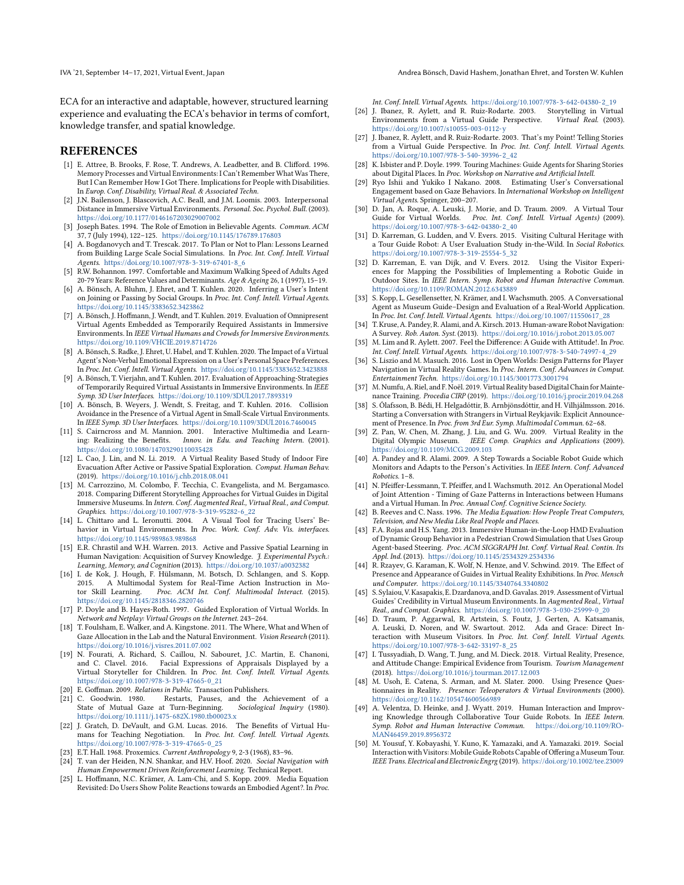ECA for an interactive and adaptable, however, structured learning experience and evaluating the ECA's behavior in terms of comfort, knowledge transfer, and spatial knowledge.

## REFERENCES

- [1] E. Attree, B. Brooks, F. Rose, T. Andrews, A. Leadbetter, and B. Clifford. 1996. Memory Processes and Virtual Environments: I Can't Remember What Was There, But I Can Remember How I Got There. Implications for People with Disabilities. In *Europ. Conf. Disability, Virtual Real. & Associated Techn.*
- [2] J.N. Bailenson, J. Blascovich, A.C. Beall, and J.M. Loomis. 2003. Interpersonal Distance in Immersive Virtual Environments. *Personal. Soc. Psychol. Bull.* (2003). https://doi.org/10.1177/0146167203029007002
- [3] Joseph Bates. 1994. The Role of Emotion in Believable Agents. *Commun. ACM* 37, 7 (July 1994), 122–125. https://doi.org/10.1145/176789.176803
- [4] A. Bogdanovych and T. Trescak. 2017. To Plan or Not to Plan: Lessons Learned from Building Large Scale Social Simulations. In *Proc. Int. Conf. Intell. Virtual Agents*. https://doi.org/10.1007/978-3-319-67401-8_6
- [5] R.W. Bohannon. 1997. Comfortable and Maximum Walking Speed of Adults Aged 20-79 Years: Reference Values and Determinants. *Age & Ageing* 26, 1 (1997), 15–19.
- [6] A. Bönsch, A. Bluhm, J. Ehret, and T. Kuhlen. 2020. Inferring a User's Intent on Joining or Passing by Social Groups. In *Proc. Int. Conf. Intell. Virtual Agents*. https://doi.org/10.1145/3383652.3423862
- [7] A. Bönsch, J. Hoffmann, J. Wendt, and T. Kuhlen. 2019. Evaluation of Omnipresent Virtual Agents Embedded as Temporarily Required Assistants in Immersive Environments. In *IEEE Virtual Humans and Crowds for Immersive Environments*. https://doi.org/10.1109/VHCIE.2019.8714726
- [8] A. Bönsch, S. Radke, J. Ehret, U. Habel, and T. Kuhlen. 2020. The Impact of a Virtual Agent's Non-Verbal Emotional Expression on a User's Personal Space Preferences. In *Proc. Int. Conf. Intell. Virtual Agents*. https://doi.org/10.1145/3383652.3423888
- [9] A. Bönsch, T. Vierjahn, and T. Kuhlen. 2017. Evaluation of Approaching-Strategies of Temporarily Required Virtual Assistants in Immersive Environments. In *IEEE Symp. 3D User Interfaces*. https://doi.org/10.1109/3DUI.2017.7893319
- [10] A. Bönsch, B. Weyers, J. Wendt, S. Freitag, and T. Kuhlen. 2016. Collision Avoidance in the Presence of a Virtual Agent in Small-Scale Virtual Environments. In *IEEE Symp. 3D User Interfaces*. https://doi.org/10.1109/3DUI.2016.7460045
- [11] S. Cairncross and M. Mannion. 2001. Interactive Multimedia and Learning: Realizing the Benefits. *Innov. in Edu. and Teaching Intern.* (2001). https://doi.org/10.1080/14703290110035428
- [12] L. Cao, J. Lin, and N. Li. 2019. A Virtual Reality Based Study of Indoor Fire Evacuation After Active or Passive Spatial Exploration. *Comput. Human Behav.* (2019). https://doi.org/10.1016/j.chb.2018.08.041
- [13] M. Carrozzino, M. Colombo, F. Tecchia, C. Evangelista, and M. Bergamasco. 2018. Comparing Different Storytelling Approaches for Virtual Guides in Digital Immersive Museums. In *Intern. Conf. Augmented Real., Virtual Real., and Comput. Graphics*. https://doi.org/10.1007/978-3-319-95282-6_22
- [14] L. Chittaro and L. Ieronutti. 2004. A Visual Tool for Tracing Users' Behavior in Virtual Environments. In *Proc. Work. Conf. Adv. Vis. interfaces*. https://doi.org/10.1145/989863.989868
- [15] E.R. Chrastil and W.H. Warren. 2013. Active and Passive Spatial Learning in Human Navigation: Acquisition of Survey Knowledge. *J. Experimental Psych.: Learning, Memory, and Cognition* (2013). https://doi.org/10.1037/a0032382
- [16] I. de Kok, J. Hough, F. Hülsmann, M. Botsch, D. Schlangen, and S. Kopp. 2015. A Multimodal System for Real-Time Action Instruction in Motor Skill Learning. *Proc. ACM Int. Conf. Multimodal Interact.* (2015). https://doi.org/10.1145/2818346.2820746
- [17] P. Doyle and B. Hayes-Roth. 1997. Guided Exploration of Virtual Worlds. In *Network and Netplay: Virtual Groups on the Internet*. 243–264.
- [18] T. Foulsham, E. Walker, and A. Kingstone. 2011. The Where, What and When of Gaze Allocation in the Lab and the Natural Environment. *Vision Research* (2011). https://doi.org/10.1016/j.visres.2011.07.002
- [19] N. Fourati, A. Richard, S. Caillou, N. Sabouret, J.C. Martin, E. Chanoni, and C. Clavel. 2016. Facial Expressions of Appraisals Displayed by a Virtual Storyteller for Children. In *Proc. Int. Conf. Intell. Virtual Agents*. https://doi.org/10.1007/978-3-319-47665-0_21
- [20] E. Goffman. 2009. *Relations in Public.* Transaction Publishers.
- [21] C. Goodwin. 1980. Restarts, Pauses, and the Achievement of a State of Mutual Gaze at Turn-Beginning. *Sociological Inquiry* (1980). https://doi.org/10.1111/j.1475-682X.1980.tb00023.x
- [22] J. Gratch, D. DeVault, and G.M. Lucas. 2016. The Benefits of Virtual Humans for Teaching Negotiation. In *Proc. Int. Conf. Intell. Virtual Agents*. https://doi.org/10.1007/978-3-319-47665-0_25
- [23] E.T. Hall. 1968. Proxemics. *Current Anthropology* 9, 2-3 (1968), 83–96.
- [24] T. van der Heiden, N.N. Shankar, and H.V. Hoof. 2020. *Social Navigation with Human Empowerment Driven Reinforcement Learning.* Technical Report.
- [25] L. Hoffmann, N.C. Krämer, A. Lam-Chi, and S. Kopp. 2009. Media Equation Revisited: Do Users Show Polite Reactions towards an Embodied Agent?. In *Proc. Int. Conf. Intell. Virtual Agents*. https://doi.org/10.1007/978-3-642-04380-2_19
- [26] J. Ibanez, R. Aylett, and R. Ruiz-Rodarte. 2003. Storytelling in Virtual Environments from a Virtual Guide Perspective. *Virtual Real.* (2003). https://doi.org/10.1007/s10055-003-0112-y
- [27] J. Ibanez, R. Aylett, and R. Ruiz-Rodarte. 2003. That's my Point! Telling Stories from a Virtual Guide Perspective. In *Proc. Int. Conf. Intell. Virtual Agents*. https://doi.org/10.1007/978-3-540-39396-2_42
- [28] K. Isbister and P. Doyle. 1999. Touring Machines: Guide Agents for Sharing Stories about Digital Places. In *Proc. Workshop on Narrative and Artificial Intell.*
- [29] Ryo Ishii and Yukiko I Nakano. 2008. Estimating User's Conversational Engagement based on Gaze Behaviors. In *International Workshop on Intelligent Virtual Agents*. Springer, 200–207.
- [30] D. Jan, A. Roque, A. Leuski, J. Morie, and D. Traum. 2009. A Virtual Tour Guide for Virtual Worlds. *Proc. Int. Conf. Intell. Virtual Agents)* (2009). https://doi.org/10.1007/978-3-642-04380-2_40
- [31] D. Karreman, G. Ludden, and V. Evers. 2015. Visiting Cultural Heritage with a Tour Guide Robot: A User Evaluation Study in-the-Wild. In *Social Robotics*. https://doi.org/10.1007/978-3-319-25554-5_32
- [32] D. Karreman, E. van Dijk, and V. Evers. 2012. Using the Visitor Experiences for Mapping the Possibilities of Implementing a Robotic Guide in Outdoor Sites. In *IEEE Intern. Symp. Robot and Human Interactive Commun.* https://doi.org/10.1109/ROMAN.2012.6343889
- [33] S. Kopp, L. Gesellensetter, N. Krämer, and I. Wachsmuth. 2005. A Conversational Agent as Museum Guide–Design and Evaluation of a Real-World Application. In *Proc. Int. Conf. Intell. Virtual Agents*. https://doi.org/10.1007/11550617_28
- [34] T. Kruse, A. Pandey, R. Alami, and A. Kirsch. 2013. Human-aware Robot Navigation: A Survey. *Rob. Auton. Syst.* (2013). https://doi.org/10.1016/j.robot.2013.05.007
- [35] M. Lim and R. Aylett. 2007. Feel the Difference: A Guide with Attitude!. In *Proc. Int. Conf. Intell. Virtual Agents*. https://doi.org/10.1007/978-3-540-74997-4_29
- [36] S. Liszio and M. Masuch. 2016. Lost in Open Worlds: Design Patterns for Player Navigation in Virtual Reality Games. In *Proc. Intern. Conf. Advances in Comput. Entertainment Techn.* https://doi.org/10.1145/3001773.3001794
- [37] M. Numfu, A. Riel, and F. Noël. 2019. Virtual Reality based Digital Chain for Maintenance Training. *Procedia CIRP* (2019). https://doi.org/10.1016/j.procir.2019.04.268
- [38] S. Ólafsson, B. Bédi, H. Helgadóttir, B. Arnbjönsdóttir, and H. Vilhjálmsson. 2016. Starting a Conversation with Strangers in Virtual Reykjavík: Explicit Announcement of Presence. In *Proc. from 3rd Eur. Symp. Multimodal Commun.* 62–68.
- [39] Z. Pan, W. Chen, M. Zhang, J. Liu, and G. Wu. 2009. Virtual Reality in the Digital Olympic Museum. *IEEE Comp. Graphics and Applications* (2009). https://doi.org/10.1109/MCG.2009.103
- [40] A. Pandey and R. Alami. 2009. A Step Towards a Sociable Robot Guide which Monitors and Adapts to the Person's Activities. In *IEEE Intern. Conf. Advanced Robotics.* 1–8.
- [41] N. Pfeiffer-Lessmann, T. Pfeiffer, and I. Wachsmuth. 2012. An Operational Model of Joint Attention - Timing of Gaze Patterns in Interactions between Humans and a Virtual Human. In *Proc. Annual Conf. Cognitive Science Society.*
- [42] B. Reeves and C. Nass. 1996. *The Media Equation: How People Treat Computers, Television, and New Media Like Real People and Places.*
- [43] F.A. Rojas and H.S. Yang. 2013. Immersive Human-in-the-Loop HMD Evaluation of Dynamic Group Behavior in a Pedestrian Crowd Simulation that Uses Group Agent-based Steering. *Proc. ACM SIGGRAPH Int. Conf. Virtual Real. Contin. Its Appl. Ind.* (2013). https://doi.org/10.1145/2534329.2534336
- [44] R. Rzayev, G. Karaman, K. Wolf, N. Henze, and V. Schwind. 2019. The Effect of Presence and Appearance of Guides in Virtual Reality Exhibitions. In *Proc. Mensch und Computer*. https://doi.org/10.1145/3340764.3340802
- [45] S. Sylaiou, V. Kasapakis, E. Dzardanova, and D. Gavalas. 2019. Assessment of Virtual Guides' Credibility in Virtual Museum Environments. In *Augmented Real., Virtual Real., and Comput. Graphics*. https://doi.org/10.1007/978-3-030-25999-0_20
- [46] D. Traum, P. Aggarwal, R. Artstein, S. Foutz, J. Gerten, A. Katsamanis, A. Leuski, D. Noren, and W. Swartout. 2012. Ada and Grace: Direct Interaction with Museum Visitors. In *Proc. Int. Conf. Intell. Virtual Agents*. https://doi.org/10.1007/978-3-642-33197-8_25
- [47] I. Tussyadiah, D. Wang, T. Jung, and M. Dieck. 2018. Virtual Reality, Presence, and Attitude Change: Empirical Evidence from Tourism. *Tourism Management* (2018). https://doi.org/10.1016/j.tourman.2017.12.003
- [48] M. Usoh, E. Catena, S. Arman, and M. Slater. 2000. Using Presence Questionnaires in Reality. *Presence: Teleoperators & Virtual Environments* (2000). https://doi.org/10.1162/105474600566989
- [49] A. Velentza, D. Heinke, and J. Wyatt. 2019. Human Interaction and Improving Knowledge through Collaborative Tour Guide Robots. In *IEEE Intern. Symp. Robot and Human Interactive Commun.* https://doi.org/10.1109/RO-MAN46459.2019.8956372
- [50] M. Yousuf, Y. Kobayashi, Y. Kuno, K. Yamazaki, and A. Yamazaki. 2019. Social Interaction with Visitors: Mobile Guide Robots Capable of Offering a Museum Tour. *IEEJ Trans. Electrical and Electronic Engrg* (2019). https://doi.org/10.1002/tee.23009